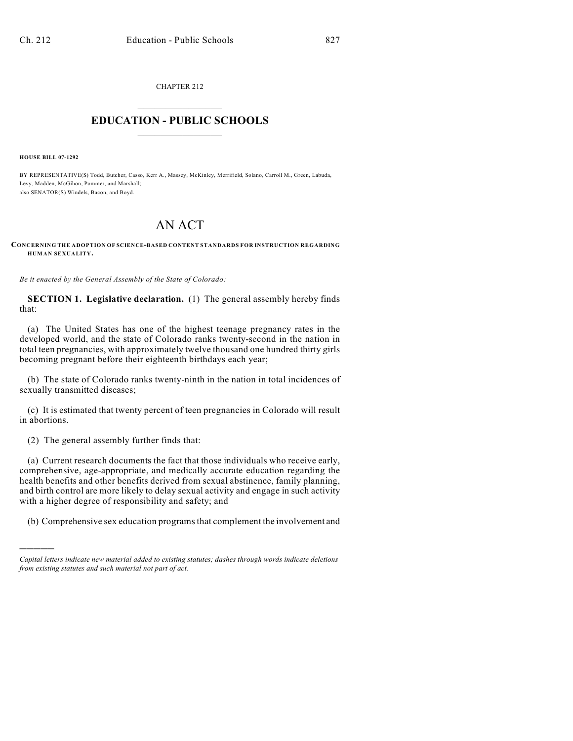CHAPTER 212

# EDUCATION - PUBLIC SCHOOLS

**HOUSE BILL 07-1292**

BY REPRESENTATIVE(S) Todd, Butcher, Casso, Kerr A., Massey, McKinley, Merrifield, Solano, Carroll M., Green, Labuda, Levy, Madden, McGihon, Pommer, and Marshall;
also SENATOR(S) Windels, Bacon, and Boyd.

# AN ACT

**CONCERNING THE ADOPTION OF SCIENCE-BASED CONTENT STANDARDS FOR INSTRUCTION REGARDING HUMAN SEXUALITY.**

*Be it enacted by the General Assembly of the State of Colorado:*

**SECTION 1. Legislative declaration.** (1) The general assembly hereby finds that:

(a) The United States has one of the highest teenage pregnancy rates in the developed world, and the state of Colorado ranks twenty-second in the nation in total teen pregnancies, with approximately twelve thousand one hundred thirty girls becoming pregnant before their eighteenth birthdays each year;

(b) The state of Colorado ranks twenty-ninth in the nation in total incidences of sexually transmitted diseases;

(c) It is estimated that twenty percent of teen pregnancies in Colorado will result in abortions.

(2) The general assembly further finds that:

(a) Current research documents the fact that those individuals who receive early, comprehensive, age-appropriate, and medically accurate education regarding the health benefits and other benefits derived from sexual abstinence, family planning, and birth control are more likely to delay sexual activity and engage in such activity with a higher degree of responsibility and safety; and

(b) Comprehensive sex education programs that complement the involvement and

---

*Capital letters indicate new material added to existing statutes; dashes through words indicate deletions from existing statutes and such material not part of act.*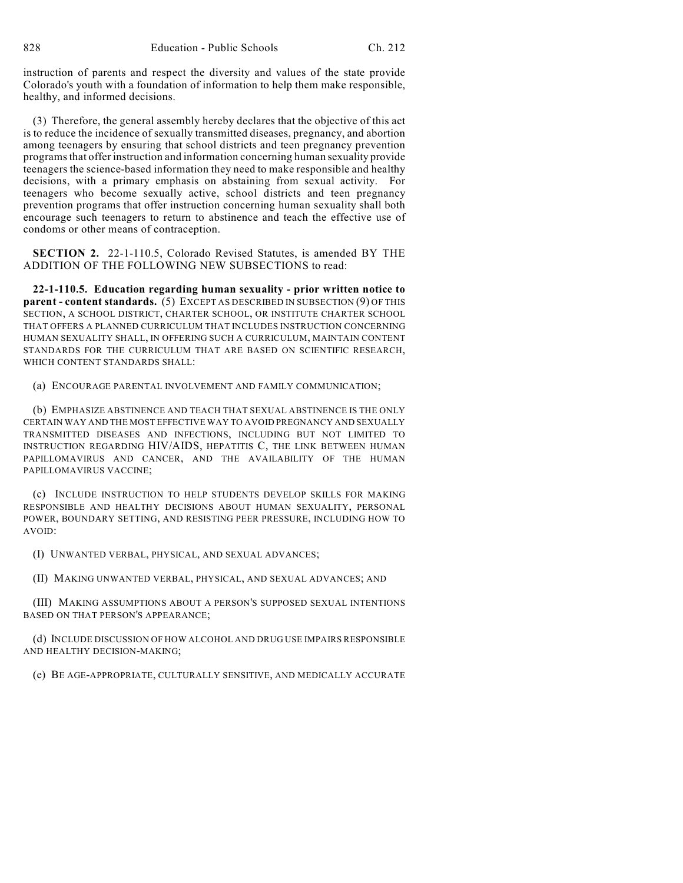instruction of parents and respect the diversity and values of the state provide Colorado's youth with a foundation of information to help them make responsible, healthy, and informed decisions.

(3) Therefore, the general assembly hereby declares that the objective of this act is to reduce the incidence of sexually transmitted diseases, pregnancy, and abortion among teenagers by ensuring that school districts and teen pregnancy prevention programs that offer instruction and information concerning human sexuality provide teenagers the science-based information they need to make responsible and healthy decisions, with a primary emphasis on abstaining from sexual activity. For teenagers who become sexually active, school districts and teen pregnancy prevention programs that offer instruction concerning human sexuality shall both encourage such teenagers to return to abstinence and teach the effective use of condoms or other means of contraception.

**SECTION 2.** 22-1-110.5, Colorado Revised Statutes, is amended BY THE ADDITION OF THE FOLLOWING NEW SUBSECTIONS to read:

**22-1-110.5. Education regarding human sexuality - prior written notice to parent - content standards.** (5) EXCEPT AS DESCRIBED IN SUBSECTION (9) OF THIS SECTION, A SCHOOL DISTRICT, CHARTER SCHOOL, OR INSTITUTE CHARTER SCHOOL THAT OFFERS A PLANNED CURRICULUM THAT INCLUDES INSTRUCTION CONCERNING HUMAN SEXUALITY SHALL, IN OFFERING SUCH A CURRICULUM, MAINTAIN CONTENT STANDARDS FOR THE CURRICULUM THAT ARE BASED ON SCIENTIFIC RESEARCH, WHICH CONTENT STANDARDS SHALL:

(a) ENCOURAGE PARENTAL INVOLVEMENT AND FAMILY COMMUNICATION;

(b) EMPHASIZE ABSTINENCE AND TEACH THAT SEXUAL ABSTINENCE IS THE ONLY CERTAIN WAY AND THE MOST EFFECTIVE WAY TO AVOID PREGNANCY AND SEXUALLY TRANSMITTED DISEASES AND INFECTIONS, INCLUDING BUT NOT LIMITED TO INSTRUCTION REGARDING HIV/AIDS, HEPATITIS C, THE LINK BETWEEN HUMAN PAPILLOMAVIRUS AND CANCER, AND THE AVAILABILITY OF THE HUMAN PAPILLOMAVIRUS VACCINE;

(c) INCLUDE INSTRUCTION TO HELP STUDENTS DEVELOP SKILLS FOR MAKING RESPONSIBLE AND HEALTHY DECISIONS ABOUT HUMAN SEXUALITY, PERSONAL POWER, BOUNDARY SETTING, AND RESISTING PEER PRESSURE, INCLUDING HOW TO AVOID:

(I) UNWANTED VERBAL, PHYSICAL, AND SEXUAL ADVANCES;

(II) MAKING UNWANTED VERBAL, PHYSICAL, AND SEXUAL ADVANCES; AND

(III) MAKING ASSUMPTIONS ABOUT A PERSON'S SUPPOSED SEXUAL INTENTIONS BASED ON THAT PERSON'S APPEARANCE;

(d) INCLUDE DISCUSSION OF HOW ALCOHOL AND DRUG USE IMPAIRS RESPONSIBLE AND HEALTHY DECISION-MAKING;

(e) BE AGE-APPROPRIATE, CULTURALLY SENSITIVE, AND MEDICALLY ACCURATE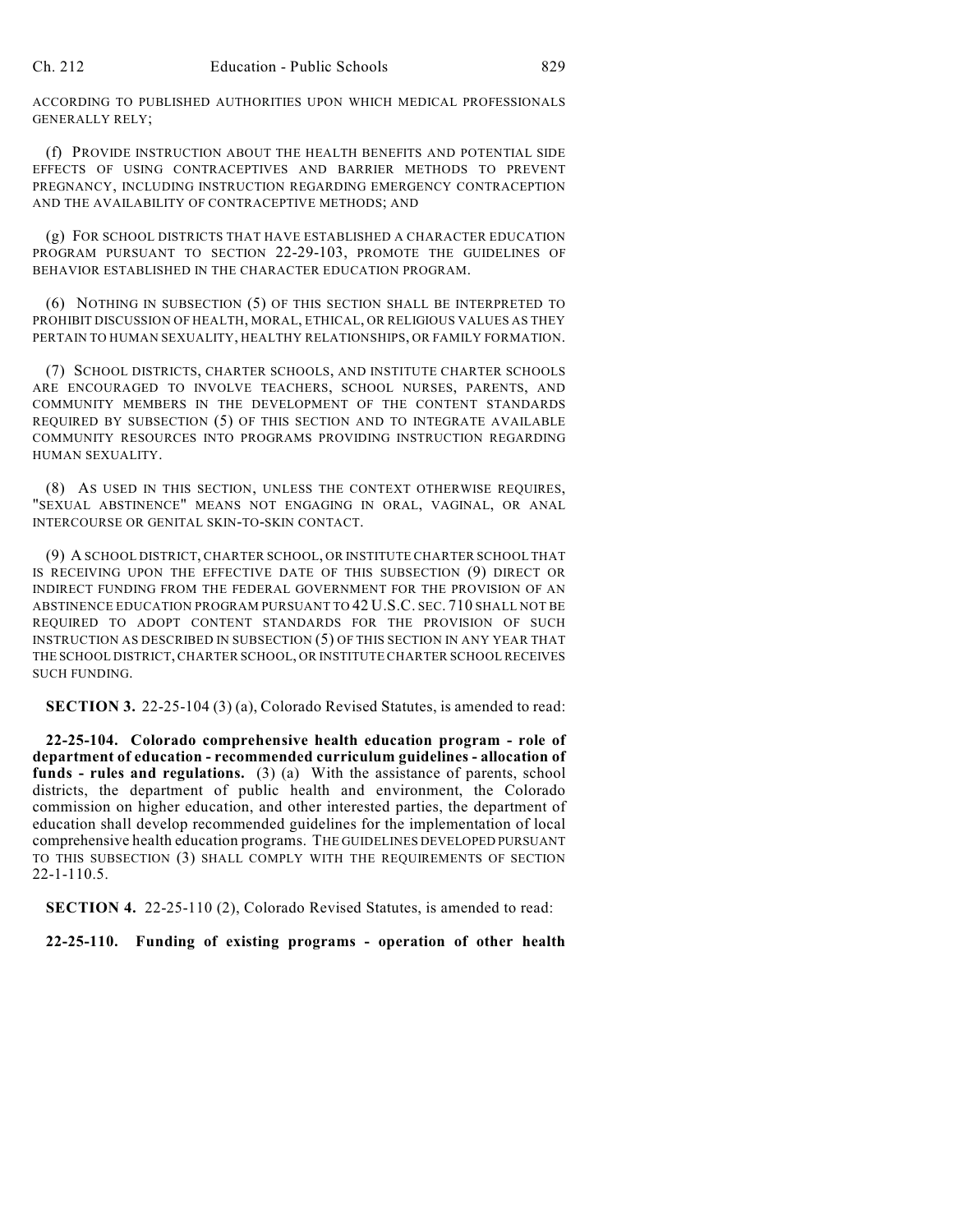ACCORDING TO PUBLISHED AUTHORITIES UPON WHICH MEDICAL PROFESSIONALS GENERALLY RELY;

(f) PROVIDE INSTRUCTION ABOUT THE HEALTH BENEFITS AND POTENTIAL SIDE EFFECTS OF USING CONTRACEPTIVES AND BARRIER METHODS TO PREVENT PREGNANCY, INCLUDING INSTRUCTION REGARDING EMERGENCY CONTRACEPTION AND THE AVAILABILITY OF CONTRACEPTIVE METHODS; AND

(g) FOR SCHOOL DISTRICTS THAT HAVE ESTABLISHED A CHARACTER EDUCATION PROGRAM PURSUANT TO SECTION 22-29-103, PROMOTE THE GUIDELINES OF BEHAVIOR ESTABLISHED IN THE CHARACTER EDUCATION PROGRAM.

(6) NOTHING IN SUBSECTION (5) OF THIS SECTION SHALL BE INTERPRETED TO PROHIBIT DISCUSSION OF HEALTH, MORAL, ETHICAL, OR RELIGIOUS VALUES AS THEY PERTAIN TO HUMAN SEXUALITY, HEALTHY RELATIONSHIPS, OR FAMILY FORMATION.

(7) SCHOOL DISTRICTS, CHARTER SCHOOLS, AND INSTITUTE CHARTER SCHOOLS ARE ENCOURAGED TO INVOLVE TEACHERS, SCHOOL NURSES, PARENTS, AND COMMUNITY MEMBERS IN THE DEVELOPMENT OF THE CONTENT STANDARDS REQUIRED BY SUBSECTION (5) OF THIS SECTION AND TO INTEGRATE AVAILABLE COMMUNITY RESOURCES INTO PROGRAMS PROVIDING INSTRUCTION REGARDING HUMAN SEXUALITY.

(8) AS USED IN THIS SECTION, UNLESS THE CONTEXT OTHERWISE REQUIRES, "SEXUAL ABSTINENCE" MEANS NOT ENGAGING IN ORAL, VAGINAL, OR ANAL INTERCOURSE OR GENITAL SKIN-TO-SKIN CONTACT.

(9) A SCHOOL DISTRICT, CHARTER SCHOOL, OR INSTITUTE CHARTER SCHOOL THAT IS RECEIVING UPON THE EFFECTIVE DATE OF THIS SUBSECTION (9) DIRECT OR INDIRECT FUNDING FROM THE FEDERAL GOVERNMENT FOR THE PROVISION OF AN ABSTINENCE EDUCATION PROGRAM PURSUANT TO 42 U.S.C. SEC. 710 SHALL NOT BE REQUIRED TO ADOPT CONTENT STANDARDS FOR THE PROVISION OF SUCH INSTRUCTION AS DESCRIBED IN SUBSECTION (5) OF THIS SECTION IN ANY YEAR THAT THE SCHOOL DISTRICT, CHARTER SCHOOL, OR INSTITUTE CHARTER SCHOOL RECEIVES SUCH FUNDING.

**SECTION 3.** 22-25-104 (3) (a), Colorado Revised Statutes, is amended to read:

**22-25-104. Colorado comprehensive health education program - role of department of education - recommended curriculum guidelines - allocation of funds - rules and regulations.** (3) (a) With the assistance of parents, school districts, the department of public health and environment, the Colorado commission on higher education, and other interested parties, the department of education shall develop recommended guidelines for the implementation of local comprehensive health education programs. THE GUIDELINES DEVELOPED PURSUANT TO THIS SUBSECTION (3) SHALL COMPLY WITH THE REQUIREMENTS OF SECTION 22-1-110.5.

**SECTION 4.** 22-25-110 (2), Colorado Revised Statutes, is amended to read:

**22-25-110. Funding of existing programs - operation of other health**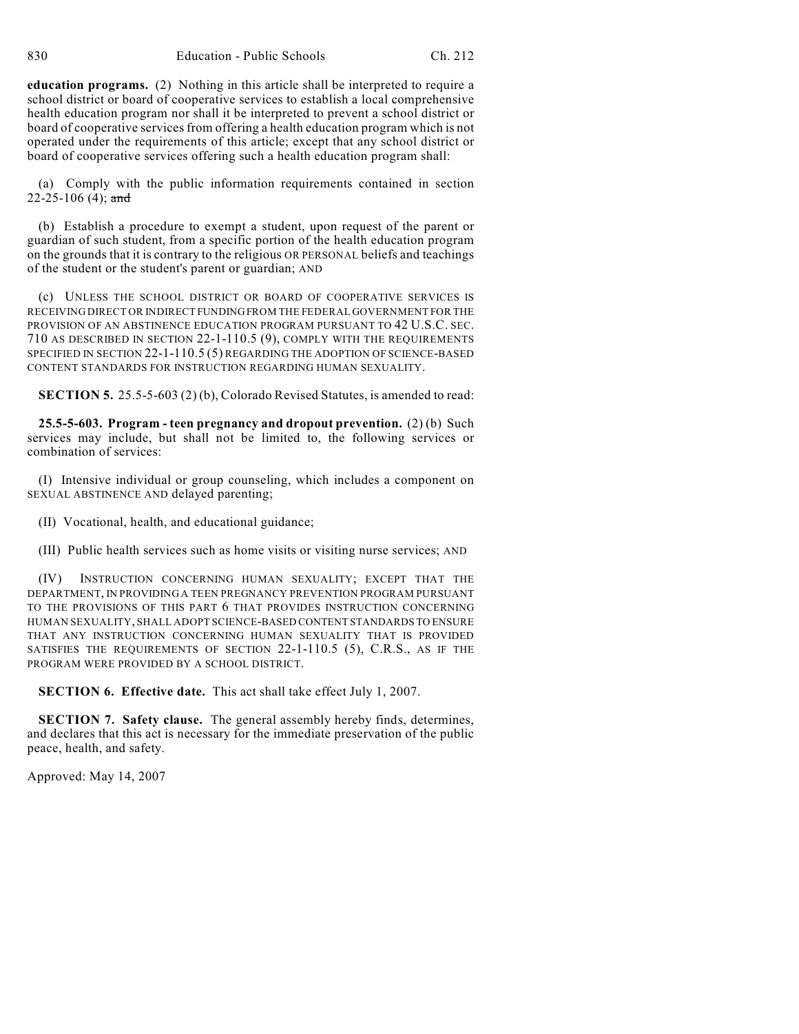**education programs.** (2) Nothing in this article shall be interpreted to require a school district or board of cooperative services to establish a local comprehensive health education program nor shall it be interpreted to prevent a school district or board of cooperative services from offering a health education program which is not operated under the requirements of this article; except that any school district or board of cooperative services offering such a health education program shall:

(a) Comply with the public information requirements contained in section 22-25-106 (4); ~~and~~

(b) Establish a procedure to exempt a student, upon request of the parent or guardian of such student, from a specific portion of the health education program on the grounds that it is contrary to the religious OR PERSONAL beliefs and teachings of the student or the student's parent or guardian; AND

(c) UNLESS THE SCHOOL DISTRICT OR BOARD OF COOPERATIVE SERVICES IS RECEIVING DIRECT OR INDIRECT FUNDING FROM THE FEDERAL GOVERNMENT FOR THE PROVISION OF AN ABSTINENCE EDUCATION PROGRAM PURSUANT TO 42 U.S.C. SEC. 710 AS DESCRIBED IN SECTION 22-1-110.5 (9), COMPLY WITH THE REQUIREMENTS SPECIFIED IN SECTION 22-1-110.5 (5) REGARDING THE ADOPTION OF SCIENCE-BASED CONTENT STANDARDS FOR INSTRUCTION REGARDING HUMAN SEXUALITY.

**SECTION 5.** 25.5-5-603 (2) (b), Colorado Revised Statutes, is amended to read:

**25.5-5-603. Program - teen pregnancy and dropout prevention.** (2) (b) Such services may include, but shall not be limited to, the following services or combination of services:

(I) Intensive individual or group counseling, which includes a component on SEXUAL ABSTINENCE AND delayed parenting;

(II) Vocational, health, and educational guidance;

(III) Public health services such as home visits or visiting nurse services; AND

(IV) INSTRUCTION CONCERNING HUMAN SEXUALITY; EXCEPT THAT THE DEPARTMENT, IN PROVIDING A TEEN PREGNANCY PREVENTION PROGRAM PURSUANT TO THE PROVISIONS OF THIS PART 6 THAT PROVIDES INSTRUCTION CONCERNING HUMAN SEXUALITY, SHALL ADOPT SCIENCE-BASED CONTENT STANDARDS TO ENSURE THAT ANY INSTRUCTION CONCERNING HUMAN SEXUALITY THAT IS PROVIDED SATISFIES THE REQUIREMENTS OF SECTION 22-1-110.5 (5), C.R.S., AS IF THE PROGRAM WERE PROVIDED BY A SCHOOL DISTRICT.

**SECTION 6. Effective date.** This act shall take effect July 1, 2007.

**SECTION 7. Safety clause.** The general assembly hereby finds, determines, and declares that this act is necessary for the immediate preservation of the public peace, health, and safety.

Approved: May 14, 2007